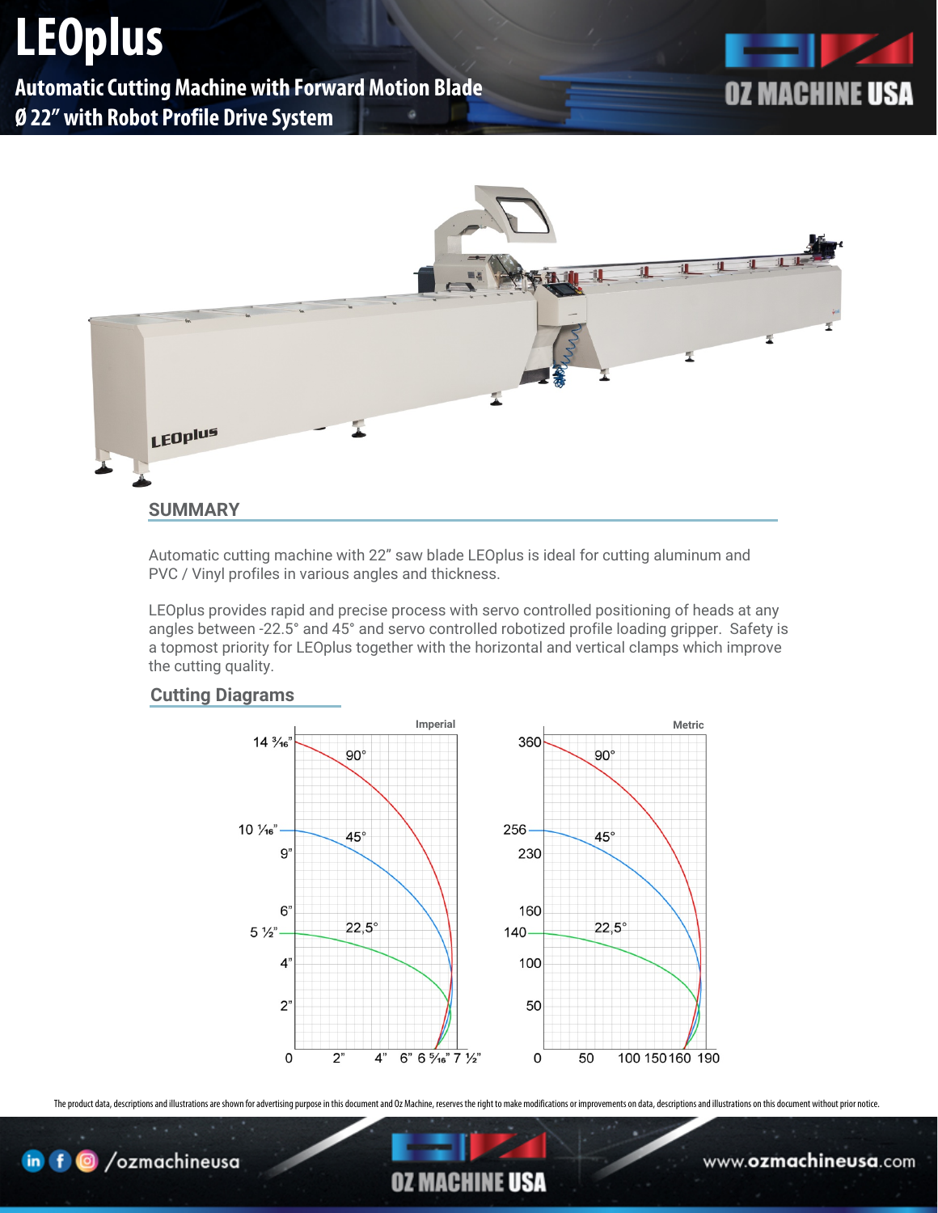# LEOplus

## Automatic Cutting Machine with Forward Motion Blade Ø 22" with Robot Profile Drive System

OZ MACHINE USA

LEOplus

## SUMMARY

Automatic cutting machine with 22" saw blade LEOplus is ideal for cutting aluminum and PVC / Vinyl profiles in various angles and thickness.

LEOplus provides rapid and precise process with servo controlled positioning of heads at any angles between -22.5° and 45° and servo controlled robotized profile loading gripper. Safety is a topmost priority for LEOplus together with the horizontal and vertical clamps which improve the cutting quality.

## Cutting Diagrams

Imperial

14 3/16"
10 1/16"
9"
6"
5 ½"
4"
2"
0
2"
4"
6"
6 5/16"
7 ½"
90°
45°
22,5°

Metric

360
256
230
160
140
100
50
0
50
100
150
160
190
90°
45°
22,5°

The product data, descriptions and illustrations are shown for advertising purpose in this document and Oz Machine, reserves the right to make modifications or improvements on data, descriptions and illustrations on this document without prior notice.

/ozmachineusa

OZ MACHINE USA

www.ozmachineusa.com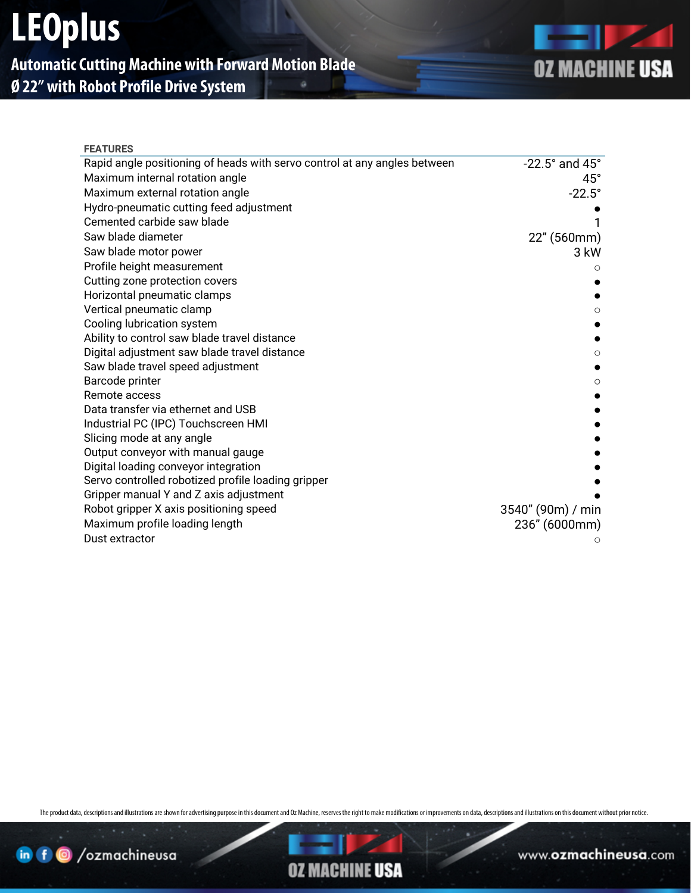# LEOplus

## Automatic Cutting Machine with Forward Motion Blade Ø 22" with Robot Profile Drive System

| FEATURES | |
|---|---|
| Rapid angle positioning of heads with servo control at any angles between | -22.5° and 45° |
| Maximum internal rotation angle | 45° |
| Maximum external rotation angle | -22.5° |
| Hydro-pneumatic cutting feed adjustment | ● |
| Cemented carbide saw blade | 1 |
| Saw blade diameter | 22" (560mm) |
| Saw blade motor power | 3 kW |
| Profile height measurement | ○ |
| Cutting zone protection covers | ● |
| Horizontal pneumatic clamps | ● |
| Vertical pneumatic clamp | ○ |
| Cooling lubrication system | ● |
| Ability to control saw blade travel distance | ● |
| Digital adjustment saw blade travel distance | ○ |
| Saw blade travel speed adjustment | ● |
| Barcode printer | ○ |
| Remote access | ● |
| Data transfer via ethernet and USB | ● |
| Industrial PC (IPC) Touchscreen HMI | ● |
| Slicing mode at any angle | ● |
| Output conveyor with manual gauge | ● |
| Digital loading conveyor integration | ● |
| Servo controlled robotized profile loading gripper | ● |
| Gripper manual Y and Z axis adjustment | ● |
| Robot gripper X axis positioning speed | 3540" (90m) / min |
| Maximum profile loading length | 236" (6000mm) |
| Dust extractor | ○ |

The product data, descriptions and illustrations are shown for advertising purpose in this document and Oz Machine, reserves the right to make modifications or improvements on data, descriptions and illustrations on this document without prior notice.